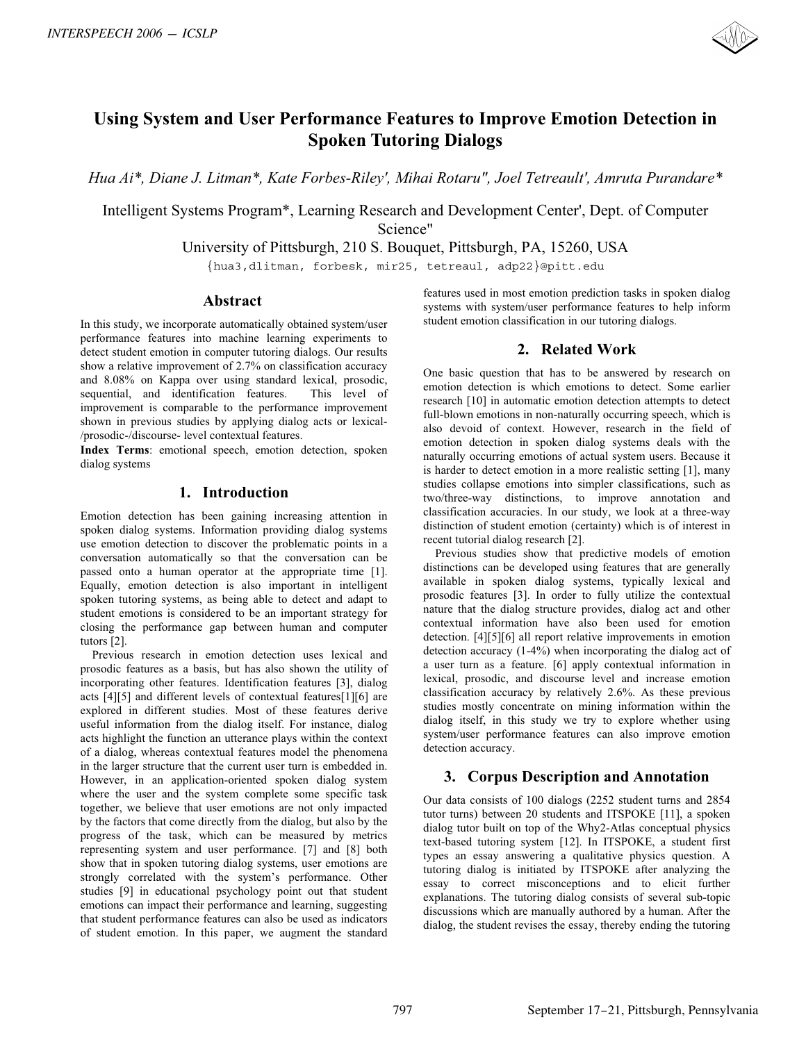# Using System and User Performance Features to Improve Emotion Detection in Spoken Tutoring Dialogs

*Hua Ai\*, Diane J. Litman\*, Kate Forbes-Riley', Mihai Rotaru", Joel Tetreault', Amruta Purandare\**

Intelligent Systems Program\*, Learning Research and Development Center', Dept. of Computer Science"
University of Pittsburgh, 210 S. Bouquet, Pittsburgh, PA, 15260, USA
{hua3,dlitman, forbesk, mir25, tetreaul, adp22}@pitt.edu

## Abstract

In this study, we incorporate automatically obtained system/user performance features into machine learning experiments to detect student emotion in computer tutoring dialogs. Our results show a relative improvement of 2.7% on classification accuracy and 8.08% on Kappa over using standard lexical, prosodic, sequential, and identification features. This level of improvement is comparable to the performance improvement shown in previous studies by applying dialog acts or lexical-/prosodic-/discourse- level contextual features.

**Index Terms**: emotional speech, emotion detection, spoken dialog systems

## 1. Introduction

Emotion detection has been gaining increasing attention in spoken dialog systems. Information providing dialog systems use emotion detection to discover the problematic points in a conversation automatically so that the conversation can be passed onto a human operator at the appropriate time [1]. Equally, emotion detection is also important in intelligent spoken tutoring systems, as being able to detect and adapt to student emotions is considered to be an important strategy for closing the performance gap between human and computer tutors [2].

Previous research in emotion detection uses lexical and prosodic features as a basis, but has also shown the utility of incorporating other features. Identification features [3], dialog acts [4][5] and different levels of contextual features[1][6] are explored in different studies. Most of these features derive useful information from the dialog itself. For instance, dialog acts highlight the function an utterance plays within the context of a dialog, whereas contextual features model the phenomena in the larger structure that the current user turn is embedded in. However, in an application-oriented spoken dialog system where the user and the system complete some specific task together, we believe that user emotions are not only impacted by the factors that come directly from the dialog, but also by the progress of the task, which can be measured by metrics representing system and user performance. [7] and [8] both show that in spoken tutoring dialog systems, user emotions are strongly correlated with the system's performance. Other studies [9] in educational psychology point out that student emotions can impact their performance and learning, suggesting that student performance features can also be used as indicators of student emotion. In this paper, we augment the standard features used in most emotion prediction tasks in spoken dialog systems with system/user performance features to help inform student emotion classification in our tutoring dialogs.

## 2. Related Work

One basic question that has to be answered by research on emotion detection is which emotions to detect. Some earlier research [10] in automatic emotion detection attempts to detect full-blown emotions in non-naturally occurring speech, which is also devoid of context. However, research in the field of emotion detection in spoken dialog systems deals with the naturally occurring emotions of actual system users. Because it is harder to detect emotion in a more realistic setting [1], many studies collapse emotions into simpler classifications, such as two/three-way distinctions, to improve annotation and classification accuracies. In our study, we look at a three-way distinction of student emotion (certainty) which is of interest in recent tutorial dialog research [2].

Previous studies show that predictive models of emotion distinctions can be developed using features that are generally available in spoken dialog systems, typically lexical and prosodic features [3]. In order to fully utilize the contextual nature that the dialog structure provides, dialog act and other contextual information have also been used for emotion detection. [4][5][6] all report relative improvements in emotion detection accuracy (1-4%) when incorporating the dialog act of a user turn as a feature. [6] apply contextual information in lexical, prosodic, and discourse level and increase emotion classification accuracy by relatively 2.6%. As these previous studies mostly concentrate on mining information within the dialog itself, in this study we try to explore whether using system/user performance features can also improve emotion detection accuracy.

## 3. Corpus Description and Annotation

Our data consists of 100 dialogs (2252 student turns and 2854 tutor turns) between 20 students and ITSPOKE [11], a spoken dialog tutor built on top of the Why2-Atlas conceptual physics text-based tutoring system [12]. In ITSPOKE, a student first types an essay answering a qualitative physics question. A tutoring dialog is initiated by ITSPOKE after analyzing the essay to correct misconceptions and to elicit further explanations. The tutoring dialog consists of several sub-topic discussions which are manually authored by a human. After the dialog, the student revises the essay, thereby ending the tutoring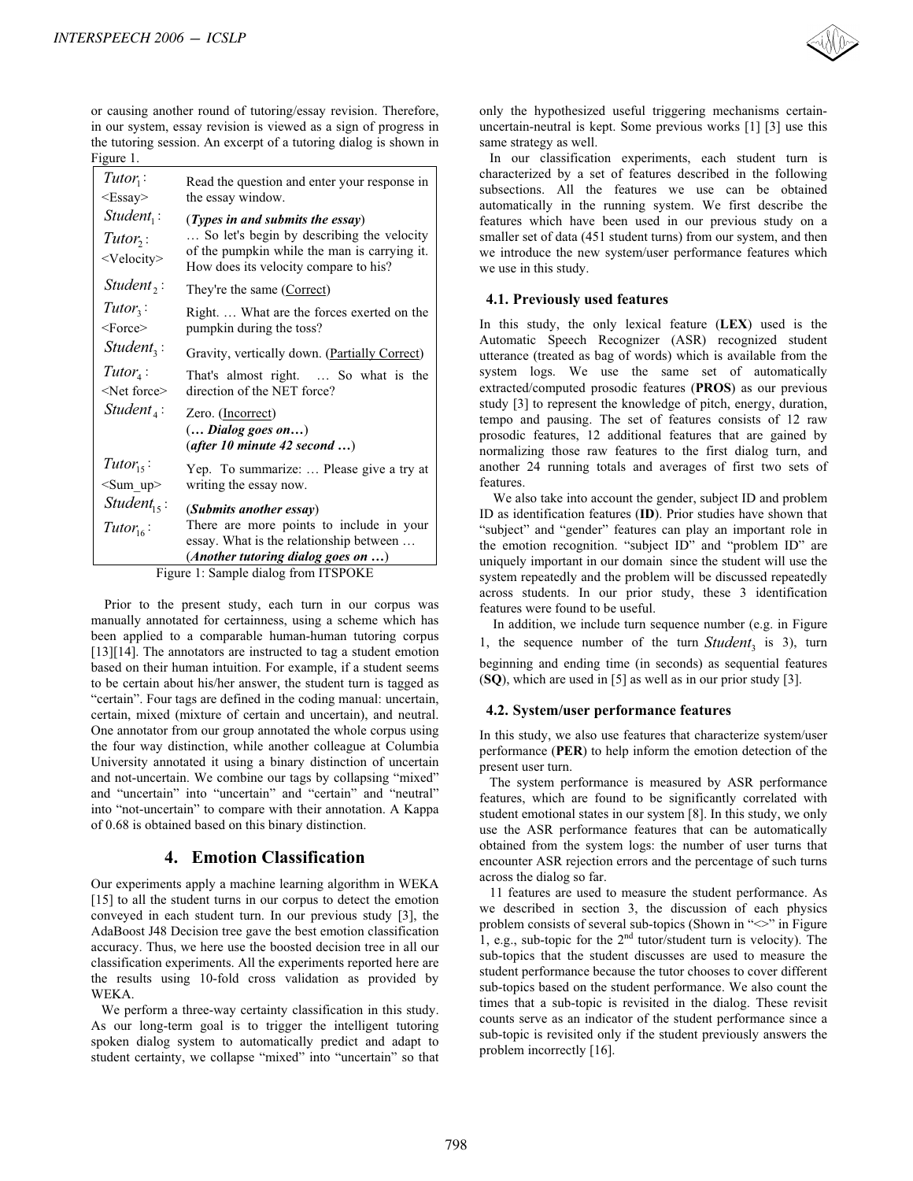or causing another round of tutoring/essay revision. Therefore, in our system, essay revision is viewed as a sign of progress in the tutoring session. An excerpt of a tutoring dialog is shown in Figure 1.

| | |
|---|---|
| $Tutor_1$: <Essay> | Read the question and enter your response in the essay window. |
| $Student_1$: | (***Types in and submits the essay***) |
| $Tutor_2$: <Velocity> | … So let's begin by describing the velocity of the pumpkin while the man is carrying it. How does its velocity compare to his? |
| $Student_2$: | They're the same (Correct) |
| $Tutor_3$: <Force> | Right. … What are the forces exerted on the pumpkin during the toss? |
| $Student_3$: | Gravity, vertically down. (Partially Correct) |
| $Tutor_4$: <Net force> | That's almost right. … So what is the direction of the NET force? |
| $Student_4$: | Zero. (Incorrect) (***… Dialog goes on…***) (***after 10 minute 42 second …***) |
| $Tutor_{15}$: <Sum_up> | Yep. To summarize: … Please give a try at writing the essay now. |
| $Student_{15}$: | (***Submits another essay***) |
| $Tutor_{16}$: | There are more points to include in your essay. What is the relationship between … (***Another tutoring dialog goes on …***) |

Figure 1: Sample dialog from ITSPOKE

Prior to the present study, each turn in our corpus was manually annotated for certainness, using a scheme which has been applied to a comparable human-human tutoring corpus [13][14]. The annotators are instructed to tag a student emotion based on their human intuition. For example, if a student seems to be certain about his/her answer, the student turn is tagged as "certain". Four tags are defined in the coding manual: uncertain, certain, mixed (mixture of certain and uncertain), and neutral. One annotator from our group annotated the whole corpus using the four way distinction, while another colleague at Columbia University annotated it using a binary distinction of uncertain and not-uncertain. We combine our tags by collapsing "mixed" and "uncertain" into "uncertain" and "certain" and "neutral" into "not-uncertain" to compare with their annotation. A Kappa of 0.68 is obtained based on this binary distinction.

# 4. Emotion Classification

Our experiments apply a machine learning algorithm in WEKA [15] to all the student turns in our corpus to detect the emotion conveyed in each student turn. In our previous study [3], the AdaBoost J48 Decision tree gave the best emotion classification accuracy. Thus, we here use the boosted decision tree in all our classification experiments. All the experiments reported here are the results using 10-fold cross validation as provided by WEKA.

We perform a three-way certainty classification in this study. As our long-term goal is to trigger the intelligent tutoring spoken dialog system to automatically predict and adapt to student certainty, we collapse "mixed" into "uncertain" so that only the hypothesized useful triggering mechanisms certain-uncertain-neutral is kept. Some previous works [1] [3] use this same strategy as well.

In our classification experiments, each student turn is characterized by a set of features described in the following subsections. All the features we use can be obtained automatically in the running system. We first describe the features which have been used in our previous study on a smaller set of data (451 student turns) from our system, and then we introduce the new system/user performance features which we use in this study.

## 4.1. Previously used features

In this study, the only lexical feature (**LEX**) used is the Automatic Speech Recognizer (ASR) recognized student utterance (treated as bag of words) which is available from the system logs. We use the same set of automatically extracted/computed prosodic features (**PROS**) as our previous study [3] to represent the knowledge of pitch, energy, duration, tempo and pausing. The set of features consists of 12 raw prosodic features, 12 additional features that are gained by normalizing those raw features to the first dialog turn, and another 24 running totals and averages of first two sets of features.

We also take into account the gender, subject ID and problem ID as identification features (**ID**). Prior studies have shown that "subject" and "gender" features can play an important role in the emotion recognition. "subject ID" and "problem ID" are uniquely important in our domain since the student will use the system repeatedly and the problem will be discussed repeatedly across students. In our prior study, these 3 identification features were found to be useful.

In addition, we include turn sequence number (e.g. in Figure 1, the sequence number of the turn $Student_3$ is 3), turn beginning and ending time (in seconds) as sequential features (**SQ**), which are used in [5] as well as in our prior study [3].

## 4.2. System/user performance features

In this study, we also use features that characterize system/user performance (**PER**) to help inform the emotion detection of the present user turn.

The system performance is measured by ASR performance features, which are found to be significantly correlated with student emotional states in our system [8]. In this study, we only use the ASR performance features that can be automatically obtained from the system logs: the number of user turns that encounter ASR rejection errors and the percentage of such turns across the dialog so far.

11 features are used to measure the student performance. As we described in section 3, the discussion of each physics problem consists of several sub-topics (Shown in "<>" in Figure 1, e.g., sub-topic for the 2nd tutor/student turn is velocity). The sub-topics that the student discusses are used to measure the student performance because the tutor chooses to cover different sub-topics based on the student performance. We also count the times that a sub-topic is revisited in the dialog. These revisit counts serve as an indicator of the student performance since a sub-topic is revisited only if the student previously answers the problem incorrectly [16].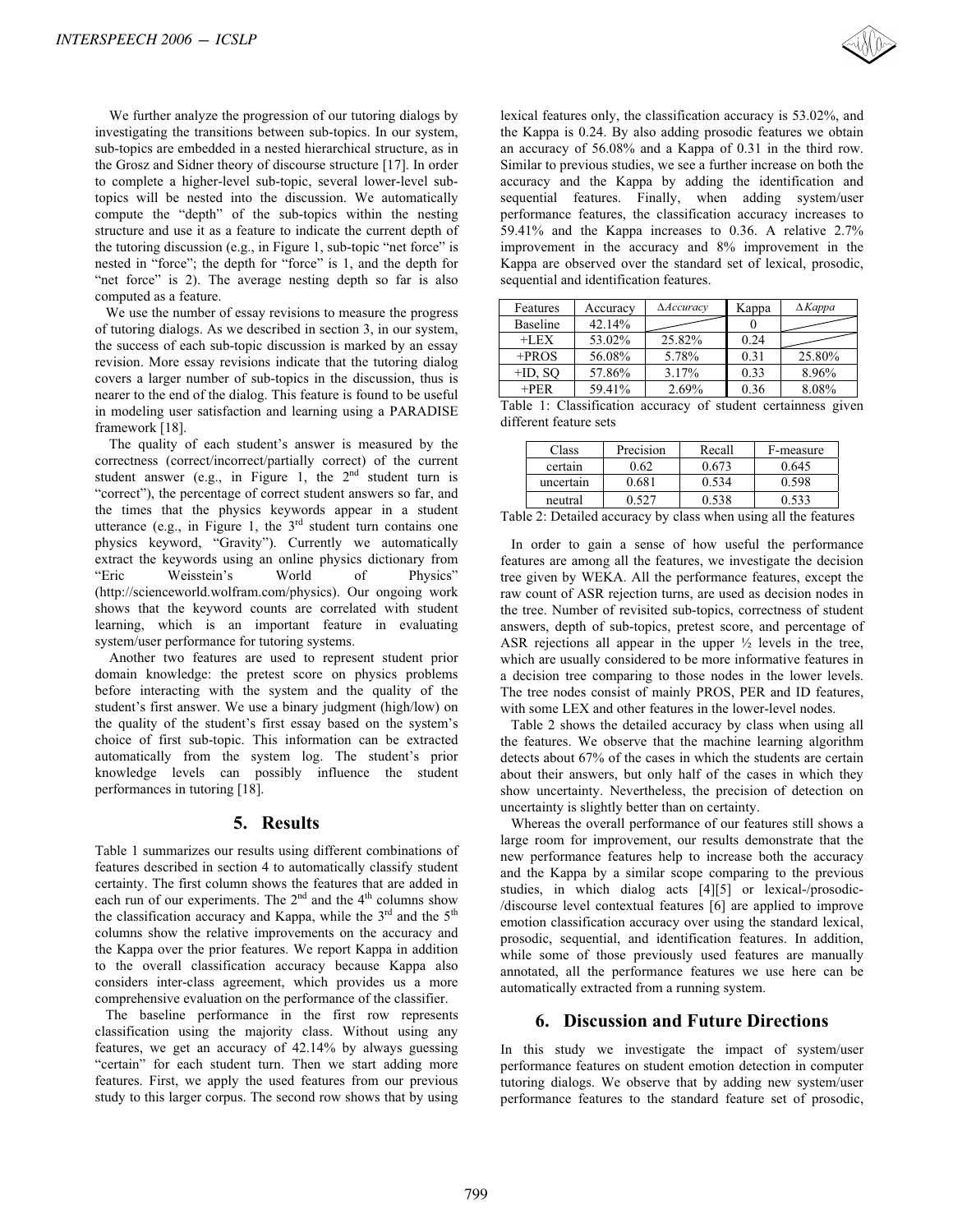We further analyze the progression of our tutoring dialogs by investigating the transitions between sub-topics. In our system, sub-topics are embedded in a nested hierarchical structure, as in the Grosz and Sidner theory of discourse structure [17]. In order to complete a higher-level sub-topic, several lower-level sub-topics will be nested into the discussion. We automatically compute the "depth" of the sub-topics within the nesting structure and use it as a feature to indicate the current depth of the tutoring discussion (e.g., in Figure 1, sub-topic "net force" is nested in "force"; the depth for "force" is 1, and the depth for "net force" is 2). The average nesting depth so far is also computed as a feature.

We use the number of essay revisions to measure the progress of tutoring dialogs. As we described in section 3, in our system, the success of each sub-topic discussion is marked by an essay revision. More essay revisions indicate that the tutoring dialog covers a larger number of sub-topics in the discussion, thus is nearer to the end of the dialog. This feature is found to be useful in modeling user satisfaction and learning using a PARADISE framework [18].

The quality of each student's answer is measured by the correctness (correct/incorrect/partially correct) of the current student answer (e.g., in Figure 1, the 2nd student turn is "correct"), the percentage of correct student answers so far, and the times that the physics keywords appear in a student utterance (e.g., in Figure 1, the 3rd student turn contains one physics keyword, "Gravity"). Currently we automatically extract the keywords using an online physics dictionary from "Eric Weisstein's World of Physics" (http://scienceworld.wolfram.com/physics). Our ongoing work shows that the keyword counts are correlated with student learning, which is an important feature in evaluating system/user performance for tutoring systems.

Another two features are used to represent student prior domain knowledge: the pretest score on physics problems before interacting with the system and the quality of the student's first answer. We use a binary judgment (high/low) on the quality of the student's first essay based on the system's choice of first sub-topic. This information can be extracted automatically from the system log. The student's prior knowledge levels can possibly influence the student performances in tutoring [18].

## 5. Results

Table 1 summarizes our results using different combinations of features described in section 4 to automatically classify student certainty. The first column shows the features that are added in each run of our experiments. The 2nd and the 4th columns show the classification accuracy and Kappa, while the 3rd and the 5th columns show the relative improvements on the accuracy and the Kappa over the prior features. We report Kappa in addition to the overall classification accuracy because Kappa also considers inter-class agreement, which provides us a more comprehensive evaluation on the performance of the classifier.

The baseline performance in the first row represents classification using the majority class. Without using any features, we get an accuracy of 42.14% by always guessing "certain" for each student turn. Then we start adding more features. First, we apply the used features from our previous study to this larger corpus. The second row shows that by using lexical features only, the classification accuracy is 53.02%, and the Kappa is 0.24. By also adding prosodic features we obtain an accuracy of 56.08% and a Kappa of 0.31 in the third row. Similar to previous studies, we see a further increase on both the accuracy and the Kappa by adding the identification and sequential features. Finally, when adding system/user performance features, the classification accuracy increases to 59.41% and the Kappa increases to 0.36. A relative 2.7% improvement in the accuracy and 8% improvement in the Kappa are observed over the standard set of lexical, prosodic, sequential and identification features.

| Features | Accuracy | $\Delta Accuracy$ | Kappa | $\Delta Kappa$ |
|---|---|---|---|---|
| Baseline | 42.14% | | 0 | |
| +LEX | 53.02% | 25.82% | 0.24 | |
| +PROS | 56.08% | 5.78% | 0.31 | 25.80% |
| +ID, SQ | 57.86% | 3.17% | 0.33 | 8.96% |
| +PER | 59.41% | 2.69% | 0.36 | 8.08% |

Table 1: Classification accuracy of student certainness given different feature sets

| Class | Precision | Recall | F-measure |
|---|---|---|---|
| certain | 0.62 | 0.673 | 0.645 |
| uncertain | 0.681 | 0.534 | 0.598 |
| neutral | 0.527 | 0.538 | 0.533 |

Table 2: Detailed accuracy by class when using all the features

In order to gain a sense of how useful the performance features are among all the features, we investigate the decision tree given by WEKA. All the performance features, except the raw count of ASR rejection turns, are used as decision nodes in the tree. Number of revisited sub-topics, correctness of student answers, depth of sub-topics, pretest score, and percentage of ASR rejections all appear in the upper ½ levels in the tree, which are usually considered to be more informative features in a decision tree comparing to those nodes in the lower levels. The tree nodes consist of mainly PROS, PER and ID features, with some LEX and other features in the lower-level nodes.

Table 2 shows the detailed accuracy by class when using all the features. We observe that the machine learning algorithm detects about 67% of the cases in which the students are certain about their answers, but only half of the cases in which they show uncertainty. Nevertheless, the precision of detection on uncertainty is slightly better than on certainty.

Whereas the overall performance of our features still shows a large room for improvement, our results demonstrate that the new performance features help to increase both the accuracy and the Kappa by a similar scope comparing to the previous studies, in which dialog acts [4][5] or lexical-/prosodic-/discourse level contextual features [6] are applied to improve emotion classification accuracy over using the standard lexical, prosodic, sequential, and identification features. In addition, while some of those previously used features are manually annotated, all the performance features we use here can be automatically extracted from a running system.

## 6. Discussion and Future Directions

In this study we investigate the impact of system/user performance features on student emotion detection in computer tutoring dialogs. We observe that by adding new system/user performance features to the standard feature set of prosodic,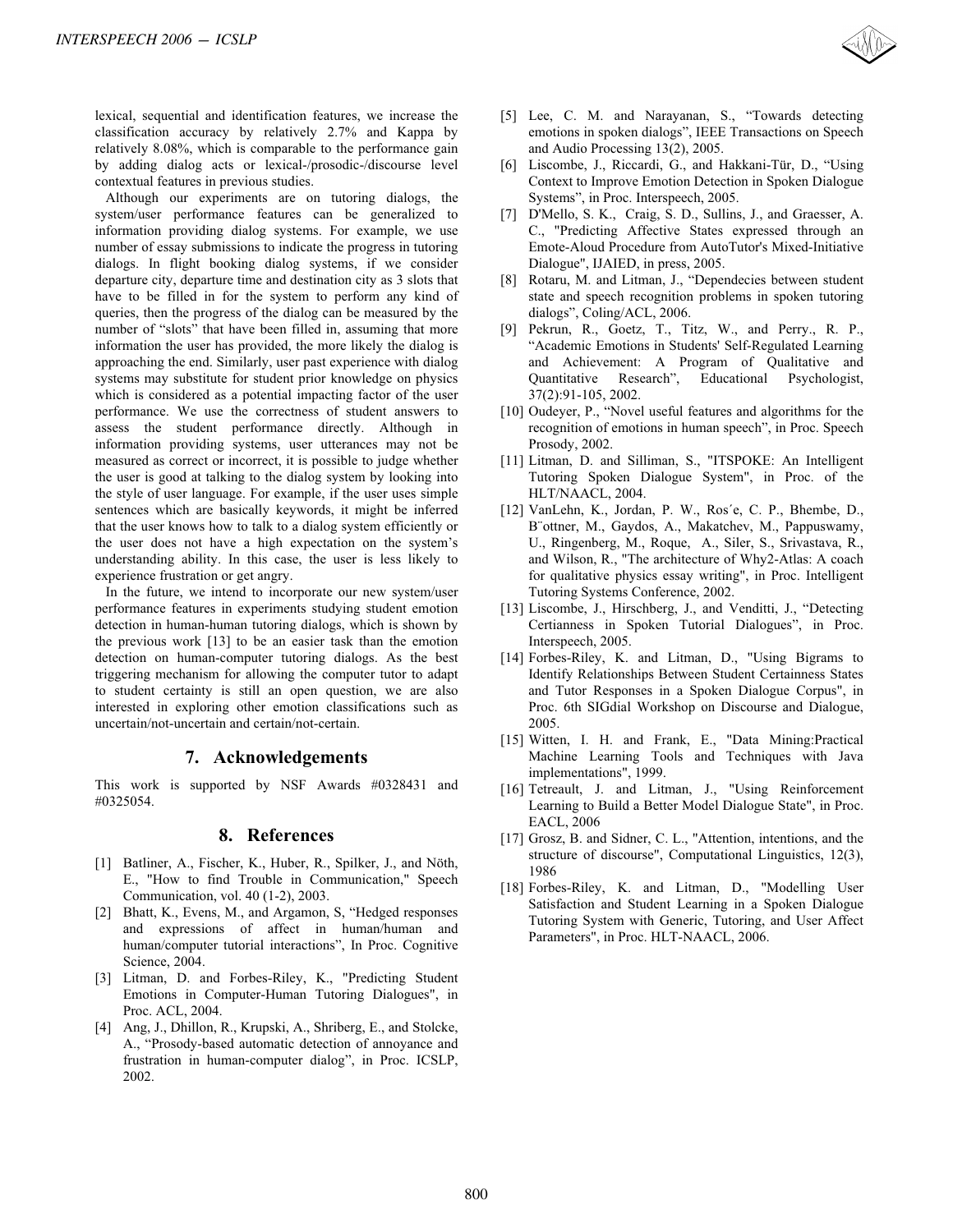lexical, sequential and identification features, we increase the classification accuracy by relatively 2.7% and Kappa by relatively 8.08%, which is comparable to the performance gain by adding dialog acts or lexical-/prosodic-/discourse level contextual features in previous studies.

Although our experiments are on tutoring dialogs, the system/user performance features can be generalized to information providing dialog systems. For example, we use number of essay submissions to indicate the progress in tutoring dialogs. In flight booking dialog systems, if we consider departure city, departure time and destination city as 3 slots that have to be filled in for the system to perform any kind of queries, then the progress of the dialog can be measured by the number of "slots" that have been filled in, assuming that more information the user has provided, the more likely the dialog is approaching the end. Similarly, user past experience with dialog systems may substitute for student prior knowledge on physics which is considered as a potential impacting factor of the user performance. We use the correctness of student answers to assess the student performance directly. Although in information providing systems, user utterances may not be measured as correct or incorrect, it is possible to judge whether the user is good at talking to the dialog system by looking into the style of user language. For example, if the user uses simple sentences which are basically keywords, it might be inferred that the user knows how to talk to a dialog system efficiently or the user does not have a high expectation on the system's understanding ability. In this case, the user is less likely to experience frustration or get angry.

In the future, we intend to incorporate our new system/user performance features in experiments studying student emotion detection in human-human tutoring dialogs, which is shown by the previous work [13] to be an easier task than the emotion detection on human-computer tutoring dialogs. As the best triggering mechanism for allowing the computer tutor to adapt to student certainty is still an open question, we are also interested in exploring other emotion classifications such as uncertain/not-uncertain and certain/not-certain.

## 7. Acknowledgements

This work is supported by NSF Awards #0328431 and #0325054.

## 8. References

[1] Batliner, A., Fischer, K., Huber, R., Spilker, J., and Nöth, E., "How to find Trouble in Communication," Speech Communication, vol. 40 (1-2), 2003.

[2] Bhatt, K., Evens, M., and Argamon, S, "Hedged responses and expressions of affect in human/human and human/computer tutorial interactions", In Proc. Cognitive Science, 2004.

[3] Litman, D. and Forbes-Riley, K., "Predicting Student Emotions in Computer-Human Tutoring Dialogues", in Proc. ACL, 2004.

[4] Ang, J., Dhillon, R., Krupski, A., Shriberg, E., and Stolcke, A., "Prosody-based automatic detection of annoyance and frustration in human-computer dialog", in Proc. ICSLP, 2002.

[5] Lee, C. M. and Narayanan, S., "Towards detecting emotions in spoken dialogs", IEEE Transactions on Speech and Audio Processing 13(2), 2005.

[6] Liscombe, J., Riccardi, G., and Hakkani-Tür, D., "Using Context to Improve Emotion Detection in Spoken Dialogue Systems", in Proc. Interspeech, 2005.

[7] D'Mello, S. K., Craig, S. D., Sullins, J., and Graesser, A. C., "Predicting Affective States expressed through an Emote-Aloud Procedure from AutoTutor's Mixed-Initiative Dialogue", IJAIED, in press, 2005.

[8] Rotaru, M. and Litman, J., "Dependecies between student state and speech recognition problems in spoken tutoring dialogs", Coling/ACL, 2006.

[9] Pekrun, R., Goetz, T., Titz, W., and Perry., R. P., "Academic Emotions in Students' Self-Regulated Learning and Achievement: A Program of Qualitative and Quantitative Research", Educational Psychologist, 37(2):91-105, 2002.

[10] Oudeyer, P., "Novel useful features and algorithms for the recognition of emotions in human speech", in Proc. Speech Prosody, 2002.

[11] Litman, D. and Silliman, S., "ITSPOKE: An Intelligent Tutoring Spoken Dialogue System", in Proc. of the HLT/NAACL, 2004.

[12] VanLehn, K., Jordan, P. W., Ros´e, C. P., Bhembe, D., B¨ottner, M., Gaydos, A., Makatchev, M., Pappuswamy, U., Ringenberg, M., Roque, A., Siler, S., Srivastava, R., and Wilson, R., "The architecture of Why2-Atlas: A coach for qualitative physics essay writing", in Proc. Intelligent Tutoring Systems Conference, 2002.

[13] Liscombe, J., Hirschberg, J., and Venditti, J., "Detecting Certianness in Spoken Tutorial Dialogues", in Proc. Interspeech, 2005.

[14] Forbes-Riley, K. and Litman, D., "Using Bigrams to Identify Relationships Between Student Certainness States and Tutor Responses in a Spoken Dialogue Corpus", in Proc. 6th SIGdial Workshop on Discourse and Dialogue, 2005.

[15] Witten, I. H. and Frank, E., "Data Mining:Practical Machine Learning Tools and Techniques with Java implementations", 1999.

[16] Tetreault, J. and Litman, J., "Using Reinforcement Learning to Build a Better Model Dialogue State", in Proc. EACL, 2006

[17] Grosz, B. and Sidner, C. L., "Attention, intentions, and the structure of discourse", Computational Linguistics, 12(3), 1986

[18] Forbes-Riley, K. and Litman, D., "Modelling User Satisfaction and Student Learning in a Spoken Dialogue Tutoring System with Generic, Tutoring, and User Affect Parameters", in Proc. HLT-NAACL, 2006.